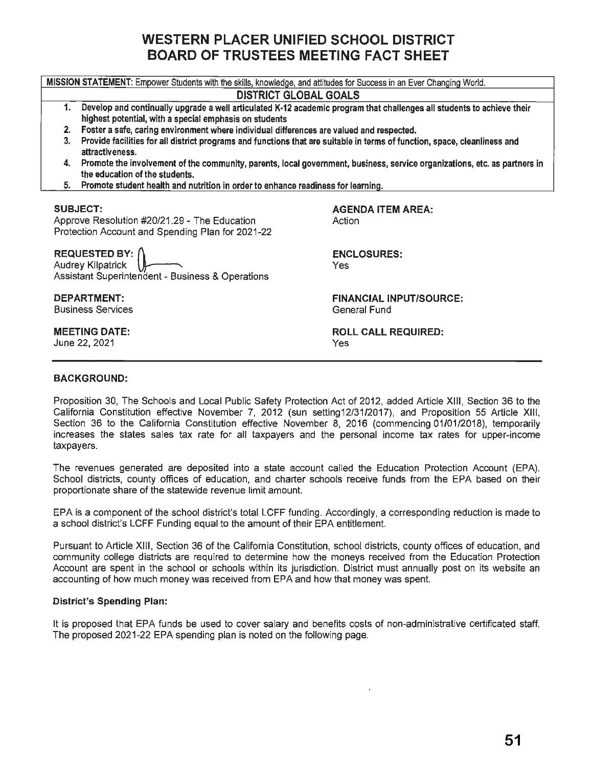# WESTERN PLACER UNIFIED SCHOOL DISTRICT
# BOARD OF TRUSTEES MEETING FACT SHEET

**MISSION STATEMENT**: Empower Students with the skills, knowledge, and attitudes for Success in an Ever Changing World.

**DISTRICT GLOBAL GOALS**

1. **Develop and continually upgrade a well articulated K-12 academic program that challenges all students to achieve their highest potential, with a special emphasis on students**
2. **Foster a safe, caring environment where individual differences are valued and respected.**
3. **Provide facilities for all district programs and functions that are suitable in terms of function, space, cleanliness and attractiveness.**
4. **Promote the involvement of the community, parents, local government, business, service organizations, etc. as partners in the education of the students.**
5. **Promote student health and nutrition in order to enhance readiness for learning.**

**SUBJECT:**
Approve Resolution #20/21.29 - The Education Protection Account and Spending Plan for 2021-22

**AGENDA ITEM AREA:**
Action

**REQUESTED BY:**
Audrey Kilpatrick
Assistant Superintendent - Business & Operations

**ENCLOSURES:**
Yes

**DEPARTMENT:**
Business Services

**FINANCIAL INPUT/SOURCE:**
General Fund

**MEETING DATE:**
June 22, 2021

**ROLL CALL REQUIRED:**
Yes

**BACKGROUND:**

Proposition 30, The Schools and Local Public Safety Protection Act of 2012, added Article XIII, Section 36 to the California Constitution effective November 7, 2012 (sun setting12/31/2017), and Proposition 55 Article XIII, Section 36 to the California Constitution effective November 8, 2016 (commencing 01/01/2018), temporarily increases the states sales tax rate for all taxpayers and the personal income tax rates for upper-income taxpayers.

The revenues generated are deposited into a state account called the Education Protection Account (EPA). School districts, county offices of education, and charter schools receive funds from the EPA based on their proportionate share of the statewide revenue limit amount.

EPA is a component of the school district's total LCFF funding. Accordingly, a corresponding reduction is made to a school district's LCFF Funding equal to the amount of their EPA entitlement.

Pursuant to Article XIII, Section 36 of the California Constitution, school districts, county offices of education, and community college districts are required to determine how the moneys received from the Education Protection Account are spent in the school or schools within its jurisdiction. District must annually post on its website an accounting of how much money was received from EPA and how that money was spent.

**District's Spending Plan:**

It is proposed that EPA funds be used to cover salary and benefits costs of non-administrative certificated staff. The proposed 2021-22 EPA spending plan is noted on the following page.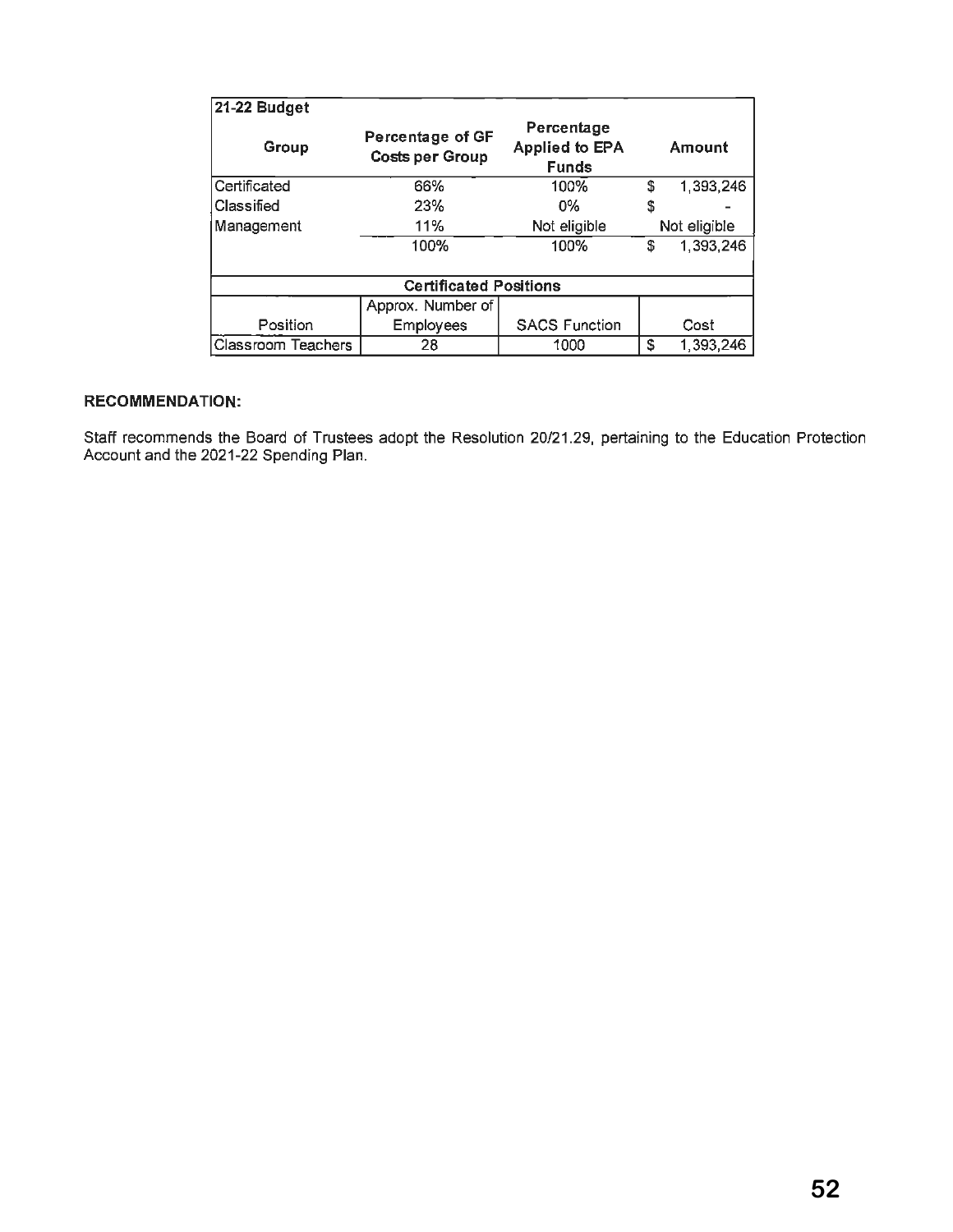| 21-22 Budget | | | |
|---|---|---|---|
| Group | Percentage of GF Costs per Group | Percentage Applied to EPA Funds | Amount |
| Certificated | 66% | 100% | $ 1,393,246 |
| Classified | 23% | 0% | $ - |
| Management | 11% | Not eligible | Not eligible |
| | 100% | 100% | $ 1,393,246 |

| Certificated Positions | | | |
|---|---|---|---|
| Position | Approx. Number of Employees | SACS Function | Cost |
| Classroom Teachers | 28 | 1000 | $ 1,393,246 |

**RECOMMENDATION:**

Staff recommends the Board of Trustees adopt the Resolution 20/21.29, pertaining to the Education Protection Account and the 2021-22 Spending Plan.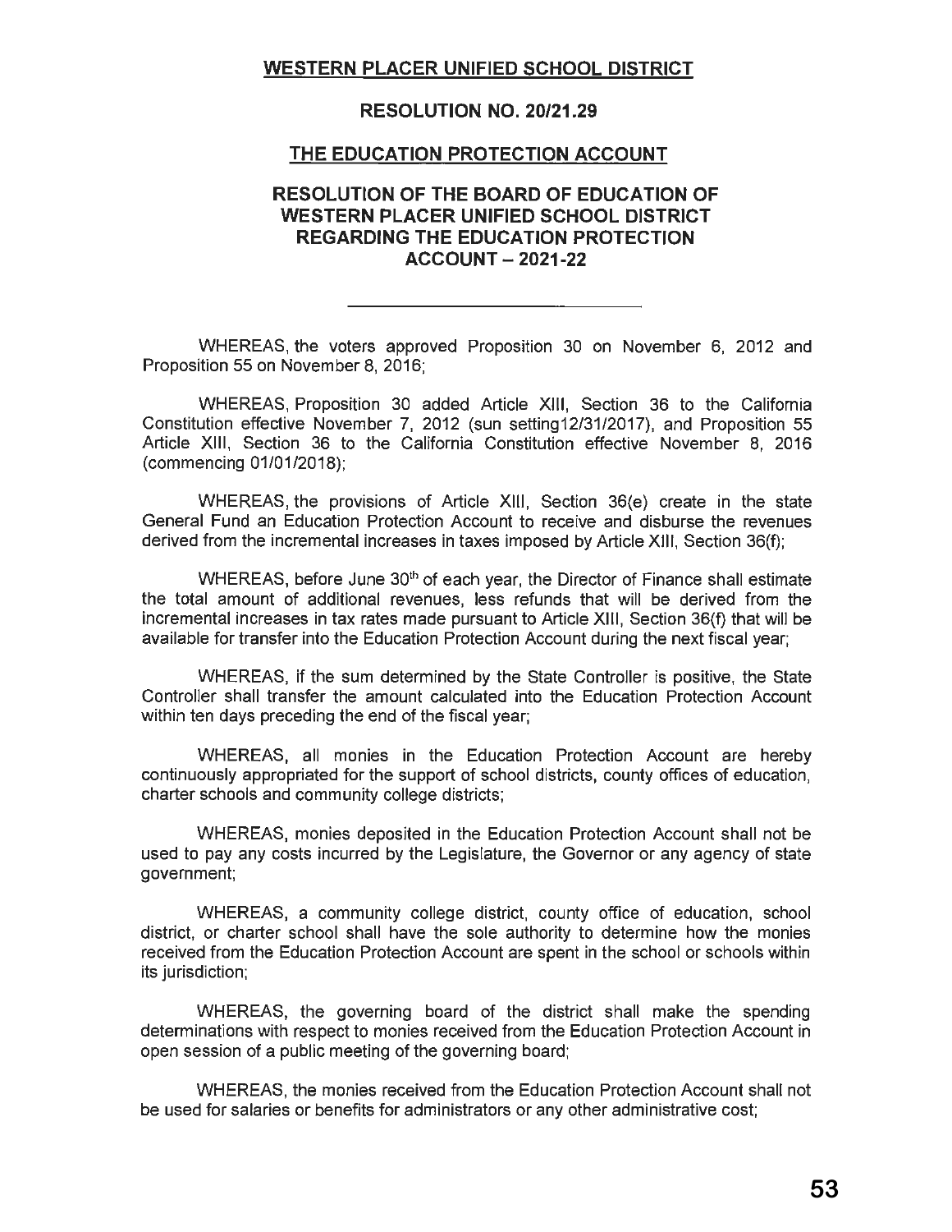**WESTERN PLACER UNIFIED SCHOOL DISTRICT**

**RESOLUTION NO. 20/21.29**

**THE EDUCATION PROTECTION ACCOUNT**

**RESOLUTION OF THE BOARD OF EDUCATION OF WESTERN PLACER UNIFIED SCHOOL DISTRICT REGARDING THE EDUCATION PROTECTION ACCOUNT – 2021-22**

---

WHEREAS, the voters approved Proposition 30 on November 6, 2012 and Proposition 55 on November 8, 2016;

WHEREAS, Proposition 30 added Article XIII, Section 36 to the California Constitution effective November 7, 2012 (sun setting12/31/2017), and Proposition 55 Article XIII, Section 36 to the California Constitution effective November 8, 2016 (commencing 01/01/2018);

WHEREAS, the provisions of Article XIII, Section 36(e) create in the state General Fund an Education Protection Account to receive and disburse the revenues derived from the incremental increases in taxes imposed by Article XIII, Section 36(f);

WHEREAS, before June 30th of each year, the Director of Finance shall estimate the total amount of additional revenues, less refunds that will be derived from the incremental increases in tax rates made pursuant to Article XIII, Section 36(f) that will be available for transfer into the Education Protection Account during the next fiscal year;

WHEREAS, if the sum determined by the State Controller is positive, the State Controller shall transfer the amount calculated into the Education Protection Account within ten days preceding the end of the fiscal year;

WHEREAS, all monies in the Education Protection Account are hereby continuously appropriated for the support of school districts, county offices of education, charter schools and community college districts;

WHEREAS, monies deposited in the Education Protection Account shall not be used to pay any costs incurred by the Legislature, the Governor or any agency of state government;

WHEREAS, a community college district, county office of education, school district, or charter school shall have the sole authority to determine how the monies received from the Education Protection Account are spent in the school or schools within its jurisdiction;

WHEREAS, the governing board of the district shall make the spending determinations with respect to monies received from the Education Protection Account in open session of a public meeting of the governing board;

WHEREAS, the monies received from the Education Protection Account shall not be used for salaries or benefits for administrators or any other administrative cost;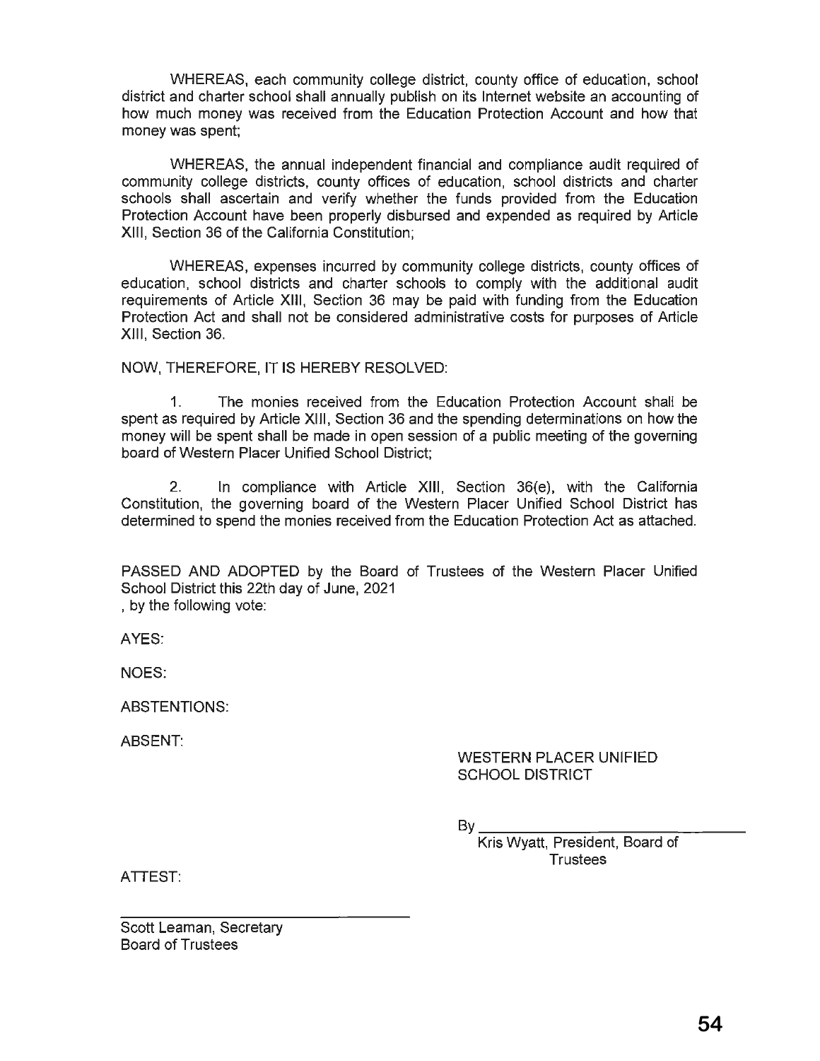WHEREAS, each community college district, county office of education, school district and charter school shall annually publish on its Internet website an accounting of how much money was received from the Education Protection Account and how that money was spent;

WHEREAS, the annual independent financial and compliance audit required of community college districts, county offices of education, school districts and charter schools shall ascertain and verify whether the funds provided from the Education Protection Account have been properly disbursed and expended as required by Article XIII, Section 36 of the California Constitution;

WHEREAS, expenses incurred by community college districts, county offices of education, school districts and charter schools to comply with the additional audit requirements of Article XIII, Section 36 may be paid with funding from the Education Protection Act and shall not be considered administrative costs for purposes of Article XIII, Section 36.

NOW, THEREFORE, IT IS HEREBY RESOLVED:

1. The monies received from the Education Protection Account shall be spent as required by Article XIII, Section 36 and the spending determinations on how the money will be spent shall be made in open session of a public meeting of the governing board of Western Placer Unified School District;

2. In compliance with Article XIII, Section 36(e), with the California Constitution, the governing board of the Western Placer Unified School District has determined to spend the monies received from the Education Protection Act as attached.

PASSED AND ADOPTED by the Board of Trustees of the Western Placer Unified School District this 22th day of June, 2021
, by the following vote:

AYES:

NOES:

ABSTENTIONS:

ABSENT:

WESTERN PLACER UNIFIED SCHOOL DISTRICT

By \_\_\_\_\_\_\_\_\_\_\_\_\_\_\_\_\_\_\_\_\_\_\_\_\_\_\_\_
Kris Wyatt, President, Board of Trustees

ATTEST:

\_\_\_\_\_\_\_\_\_\_\_\_\_\_\_\_\_\_\_\_\_\_\_\_\_\_\_\_
Scott Leaman, Secretary
Board of Trustees